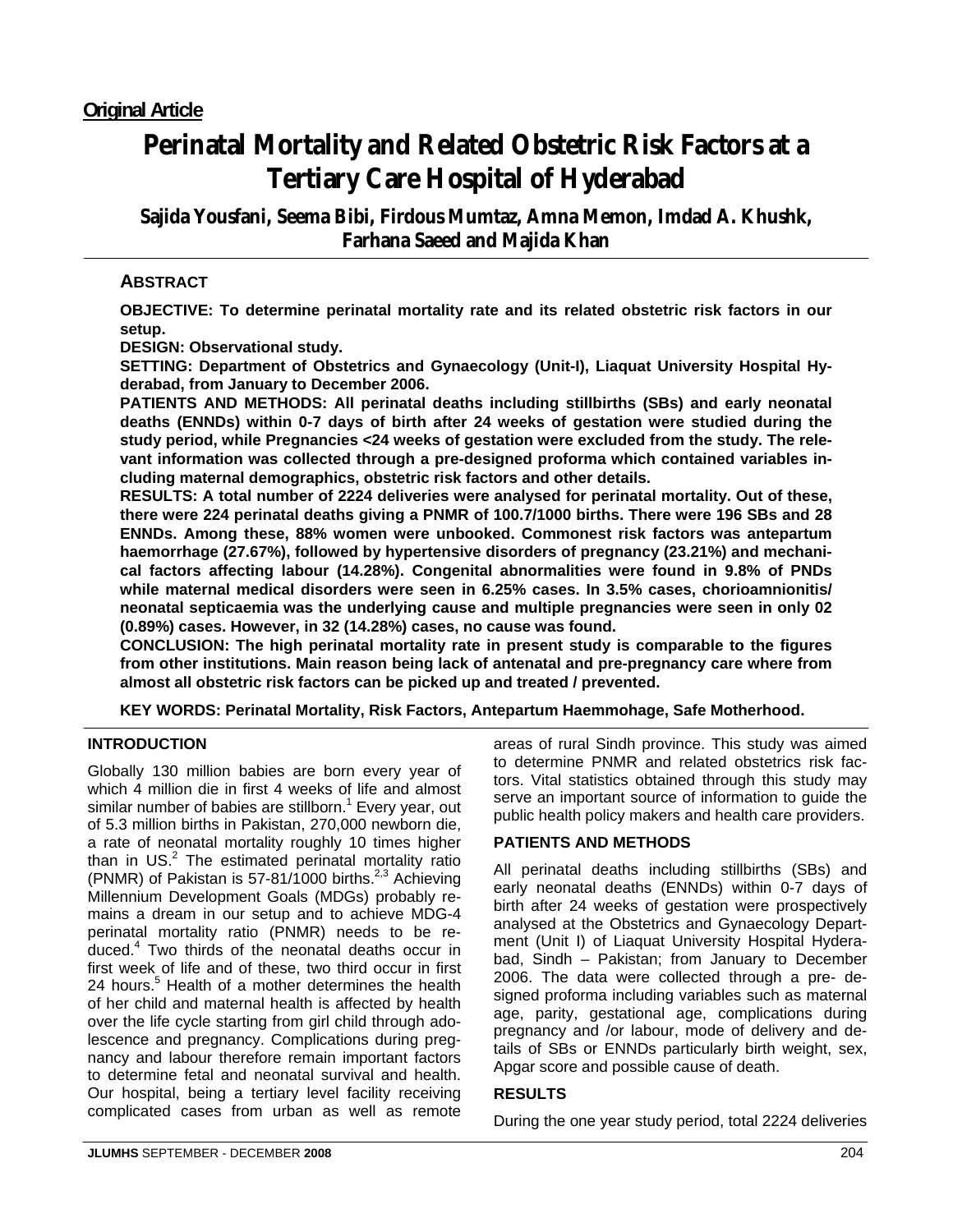**Original Article**

# Perinatal Mortality and Related Obstetric Risk Factors at a Tertiary Care Hospital of Hyderabad

**Sajida Yousfani, Seema Bibi, Firdous Mumtaz, Amna Memon, Imdad A. Khushk, Farhana Saeed and Majida Khan**

## ABSTRACT

**OBJECTIVE: To determine perinatal mortality rate and its related obstetric risk factors in our setup.**

**DESIGN: Observational study.**

**SETTING: Department of Obstetrics and Gynaecology (Unit-I), Liaquat University Hospital Hyderabad, from January to December 2006.**

**PATIENTS AND METHODS: All perinatal deaths including stillbirths (SBs) and early neonatal deaths (ENNDs) within 0-7 days of birth after 24 weeks of gestation were studied during the study period, while Pregnancies <24 weeks of gestation were excluded from the study. The relevant information was collected through a pre-designed proforma which contained variables including maternal demographics, obstetric risk factors and other details.**

**RESULTS: A total number of 2224 deliveries were analysed for perinatal mortality. Out of these, there were 224 perinatal deaths giving a PNMR of 100.7/1000 births. There were 196 SBs and 28 ENNDs. Among these, 88% women were unbooked. Commonest risk factors was antepartum haemorrhage (27.67%), followed by hypertensive disorders of pregnancy (23.21%) and mechanical factors affecting labour (14.28%). Congenital abnormalities were found in 9.8% of PNDs while maternal medical disorders were seen in 6.25% cases. In 3.5% cases, chorioamnionitis/ neonatal septicaemia was the underlying cause and multiple pregnancies were seen in only 02 (0.89%) cases. However, in 32 (14.28%) cases, no cause was found.**

**CONCLUSION: The high perinatal mortality rate in present study is comparable to the figures from other institutions. Main reason being lack of antenatal and pre-pregnancy care where from almost all obstetric risk factors can be picked up and treated / prevented.**

**KEY WORDS: Perinatal Mortality, Risk Factors, Antepartum Haemmohage, Safe Motherhood.**

## INTRODUCTION

Globally 130 million babies are born every year of which 4 million die in first 4 weeks of life and almost similar number of babies are stillborn.[1] Every year, out of 5.3 million births in Pakistan, 270,000 newborn die, a rate of neonatal mortality roughly 10 times higher than in US.[2] The estimated perinatal mortality ratio (PNMR) of Pakistan is 57-81/1000 births.[2,3] Achieving Millennium Development Goals (MDGs) probably remains a dream in our setup and to achieve MDG-4 perinatal mortality ratio (PNMR) needs to be reduced.[4] Two thirds of the neonatal deaths occur in first week of life and of these, two third occur in first 24 hours.[5] Health of a mother determines the health of her child and maternal health is affected by health over the life cycle starting from girl child through adolescence and pregnancy. Complications during pregnancy and labour therefore remain important factors to determine fetal and neonatal survival and health. Our hospital, being a tertiary level facility receiving complicated cases from urban as well as remote areas of rural Sindh province. This study was aimed to determine PNMR and related obstetrics risk factors. Vital statistics obtained through this study may serve an important source of information to guide the public health policy makers and health care providers.

## PATIENTS AND METHODS

All perinatal deaths including stillbirths (SBs) and early neonatal deaths (ENNDs) within 0-7 days of birth after 24 weeks of gestation were prospectively analysed at the Obstetrics and Gynaecology Department (Unit I) of Liaquat University Hospital Hyderabad, Sindh – Pakistan; from January to December 2006. The data were collected through a pre- designed proforma including variables such as maternal age, parity, gestational age, complications during pregnancy and /or labour, mode of delivery and details of SBs or ENNDs particularly birth weight, sex, Apgar score and possible cause of death.

## RESULTS

During the one year study period, total 2224 deliveries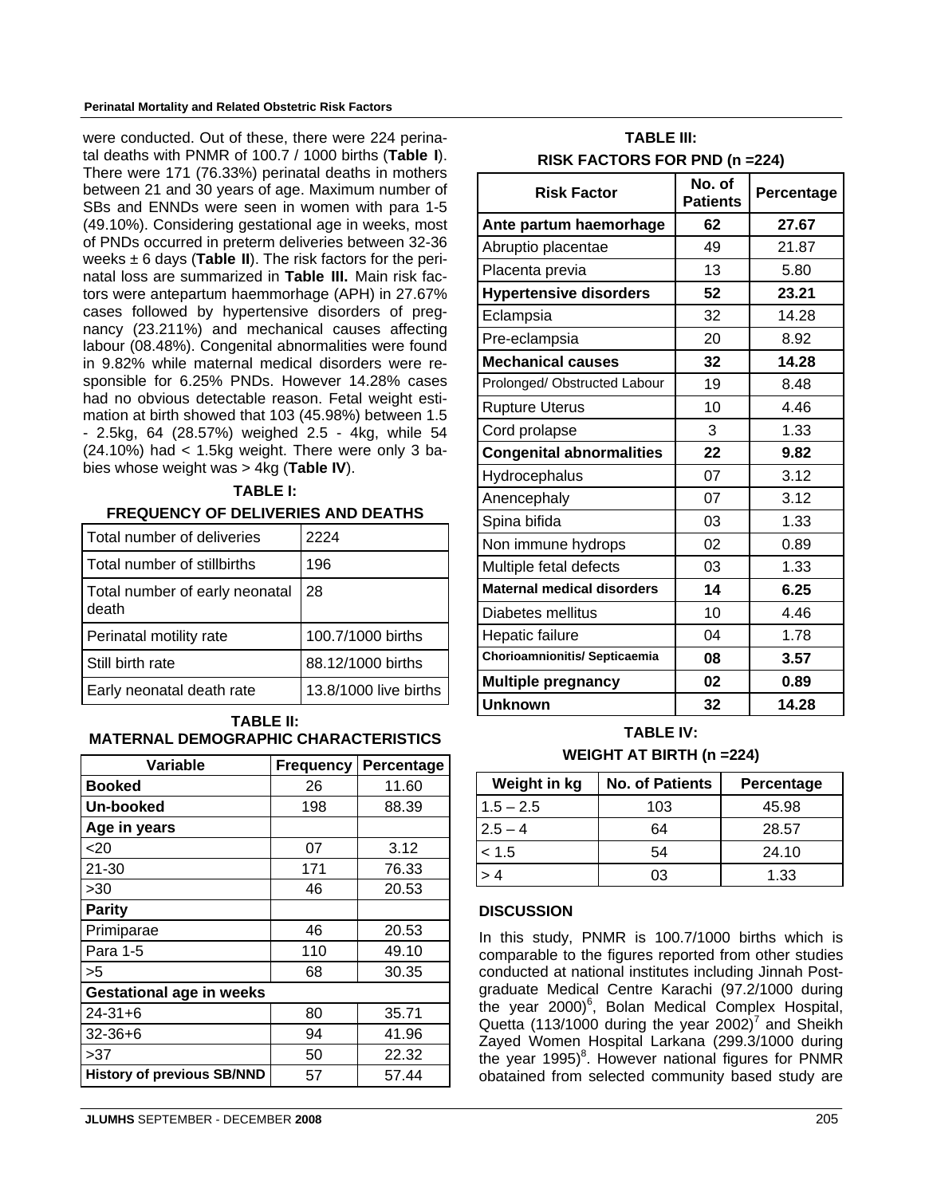were conducted. Out of these, there were 224 perinatal deaths with PNMR of 100.7 / 1000 births (**Table I**). There were 171 (76.33%) perinatal deaths in mothers between 21 and 30 years of age. Maximum number of SBs and ENNDs were seen in women with para 1-5 (49.10%). Considering gestational age in weeks, most of PNDs occurred in preterm deliveries between 32-36 weeks ± 6 days (**Table II**). The risk factors for the perinatal loss are summarized in **Table III.** Main risk factors were antepartum haemmorhage (APH) in 27.67% cases followed by hypertensive disorders of pregnancy (23.211%) and mechanical causes affecting labour (08.48%). Congenital abnormalities were found in 9.82% while maternal medical disorders were responsible for 6.25% PNDs. However 14.28% cases had no obvious detectable reason. Fetal weight estimation at birth showed that 103 (45.98%) between 1.5 - 2.5kg, 64 (28.57%) weighed 2.5 - 4kg, while 54 (24.10%) had < 1.5kg weight. There were only 3 babies whose weight was > 4kg (**Table IV**).

**TABLE I:**
**FREQUENCY OF DELIVERIES AND DEATHS**

| | |
|---|---|
| Total number of deliveries | 2224 |
| Total number of stillbirths | 196 |
| Total number of early neonatal death | 28 |
| Perinatal motility rate | 100.7/1000 births |
| Still birth rate | 88.12/1000 births |
| Early neonatal death rate | 13.8/1000 live births |

**TABLE II:**
**MATERNAL DEMOGRAPHIC CHARACTERISTICS**

| Variable | Frequency | Percentage |
|---|---|---|
| **Booked** | 26 | 11.60 |
| **Un-booked** | 198 | 88.39 |
| **Age in years** | | |
| <20 | 07 | 3.12 |
| 21-30 | 171 | 76.33 |
| >30 | 46 | 20.53 |
| **Parity** | | |
| Primiparae | 46 | 20.53 |
| Para 1-5 | 110 | 49.10 |
| >5 | 68 | 30.35 |
| **Gestational age in weeks** | | |
| 24-31+6 | 80 | 35.71 |
| 32-36+6 | 94 | 41.96 |
| >37 | 50 | 22.32 |
| **History of previous SB/NND** | 57 | 57.44 |

**TABLE III:**
**RISK FACTORS FOR PND (n =224)**

| Risk Factor | No. of Patients | Percentage |
|---|---|---|
| **Ante partum haemorhage** | **62** | **27.67** |
| Abruptio placentae | 49 | 21.87 |
| Placenta previa | 13 | 5.80 |
| **Hypertensive disorders** | **52** | **23.21** |
| Eclampsia | 32 | 14.28 |
| Pre-eclampsia | 20 | 8.92 |
| **Mechanical causes** | **32** | **14.28** |
| Prolonged/ Obstructed Labour | 19 | 8.48 |
| Rupture Uterus | 10 | 4.46 |
| Cord prolapse | 3 | 1.33 |
| **Congenital abnormalities** | **22** | **9.82** |
| Hydrocephalus | 07 | 3.12 |
| Anencephaly | 07 | 3.12 |
| Spina bifida | 03 | 1.33 |
| Non immune hydrops | 02 | 0.89 |
| Multiple fetal defects | 03 | 1.33 |
| **Maternal medical disorders** | **14** | **6.25** |
| Diabetes mellitus | 10 | 4.46 |
| Hepatic failure | 04 | 1.78 |
| **Chorioamnionitis/ Septicaemia** | **08** | **3.57** |
| **Multiple pregnancy** | **02** | **0.89** |
| **Unknown** | **32** | **14.28** |

**TABLE IV:**
**WEIGHT AT BIRTH (n =224)**

| Weight in kg | No. of Patients | Percentage |
|---|---|---|
| 1.5 – 2.5 | 103 | 45.98 |
| 2.5 – 4 | 64 | 28.57 |
| < 1.5 | 54 | 24.10 |
| > 4 | 03 | 1.33 |

## DISCUSSION

In this study, PNMR is 100.7/1000 births which is comparable to the figures reported from other studies conducted at national institutes including Jinnah Postgraduate Medical Centre Karachi (97.2/1000 during the year 2000)[6], Bolan Medical Complex Hospital, Quetta (113/1000 during the year 2002)[7] and Sheikh Zayed Women Hospital Larkana (299.3/1000 during the year 1995)[8]. However national figures for PNMR obatained from selected community based study are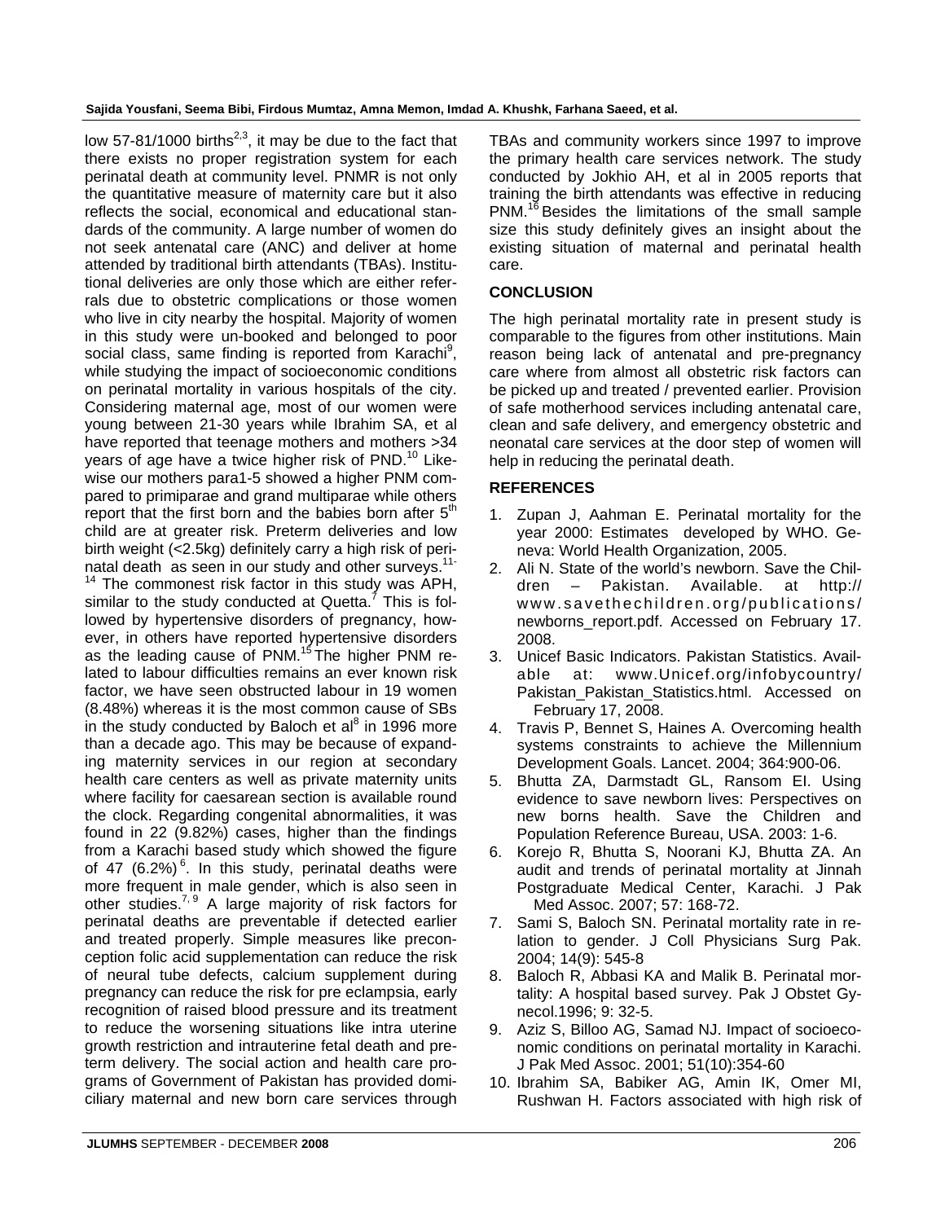low 57-81/1000 births[2,3], it may be due to the fact that there exists no proper registration system for each perinatal death at community level. PNMR is not only the quantitative measure of maternity care but it also reflects the social, economical and educational standards of the community. A large number of women do not seek antenatal care (ANC) and deliver at home attended by traditional birth attendants (TBAs). Institutional deliveries are only those which are either referrals due to obstetric complications or those women who live in city nearby the hospital. Majority of women in this study were un-booked and belonged to poor social class, same finding is reported from Karachi[9], while studying the impact of socioeconomic conditions on perinatal mortality in various hospitals of the city. Considering maternal age, most of our women were young between 21-30 years while Ibrahim SA, et al have reported that teenage mothers and mothers >34 years of age have a twice higher risk of PND.[10] Likewise our mothers para1-5 showed a higher PNM compared to primiparae and grand multiparae while others report that the first born and the babies born after 5[th] child are at greater risk. Preterm deliveries and low birth weight (<2.5kg) definitely carry a high risk of perinatal death as seen in our study and other surveys.[11-14] The commonest risk factor in this study was APH, similar to the study conducted at Quetta.[7] This is followed by hypertensive disorders of pregnancy, however, in others have reported hypertensive disorders as the leading cause of PNM.[15] The higher PNM related to labour difficulties remains an ever known risk factor, we have seen obstructed labour in 19 women (8.48%) whereas it is the most common cause of SBs in the study conducted by Baloch et al[8] in 1996 more than a decade ago. This may be because of expanding maternity services in our region at secondary health care centers as well as private maternity units where facility for caesarean section is available round the clock. Regarding congenital abnormalities, it was found in 22 (9.82%) cases, higher than the findings from a Karachi based study which showed the figure of 47 (6.2%)[6]. In this study, perinatal deaths were more frequent in male gender, which is also seen in other studies.[7,9] A large majority of risk factors for perinatal deaths are preventable if detected earlier and treated properly. Simple measures like preconception folic acid supplementation can reduce the risk of neural tube defects, calcium supplement during pregnancy can reduce the risk for pre eclampsia, early recognition of raised blood pressure and its treatment to reduce the worsening situations like intra uterine growth restriction and intrauterine fetal death and preterm delivery. The social action and health care programs of Government of Pakistan has provided domiciliary maternal and new born care services through TBAs and community workers since 1997 to improve the primary health care services network. The study conducted by Jokhio AH, et al in 2005 reports that training the birth attendants was effective in reducing PNM.[16] Besides the limitations of the small sample size this study definitely gives an insight about the existing situation of maternal and perinatal health care.

## CONCLUSION

The high perinatal mortality rate in present study is comparable to the figures from other institutions. Main reason being lack of antenatal and pre-pregnancy care where from almost all obstetric risk factors can be picked up and treated / prevented earlier. Provision of safe motherhood services including antenatal care, clean and safe delivery, and emergency obstetric and neonatal care services at the door step of women will help in reducing the perinatal death.

## REFERENCES

1. Zupan J, Aahman E. Perinatal mortality for the year 2000: Estimates developed by WHO. Geneva: World Health Organization, 2005.
2. Ali N. State of the world's newborn. Save the Children – Pakistan. Available. at http://www.savethechildren.org/publications/newborns_report.pdf. Accessed on February 17. 2008.
3. Unicef Basic Indicators. Pakistan Statistics. Available at: www.Unicef.org/infobycountry/Pakistan_Pakistan_Statistics.html. Accessed on February 17, 2008.
4. Travis P, Bennet S, Haines A. Overcoming health systems constraints to achieve the Millennium Development Goals. Lancet. 2004; 364:900-06.
5. Bhutta ZA, Darmstadt GL, Ransom EI. Using evidence to save newborn lives: Perspectives on new borns health. Save the Children and Population Reference Bureau, USA. 2003: 1-6.
6. Korejo R, Bhutta S, Noorani KJ, Bhutta ZA. An audit and trends of perinatal mortality at Jinnah Postgraduate Medical Center, Karachi. J Pak Med Assoc. 2007; 57: 168-72.
7. Sami S, Baloch SN. Perinatal mortality rate in relation to gender. J Coll Physicians Surg Pak. 2004; 14(9): 545-8
8. Baloch R, Abbasi KA and Malik B. Perinatal mortality: A hospital based survey. Pak J Obstet Gynecol.1996; 9: 32-5.
9. Aziz S, Billoo AG, Samad NJ. Impact of socioeconomic conditions on perinatal mortality in Karachi. J Pak Med Assoc. 2001; 51(10):354-60
10. Ibrahim SA, Babiker AG, Amin IK, Omer MI, Rushwan H. Factors associated with high risk of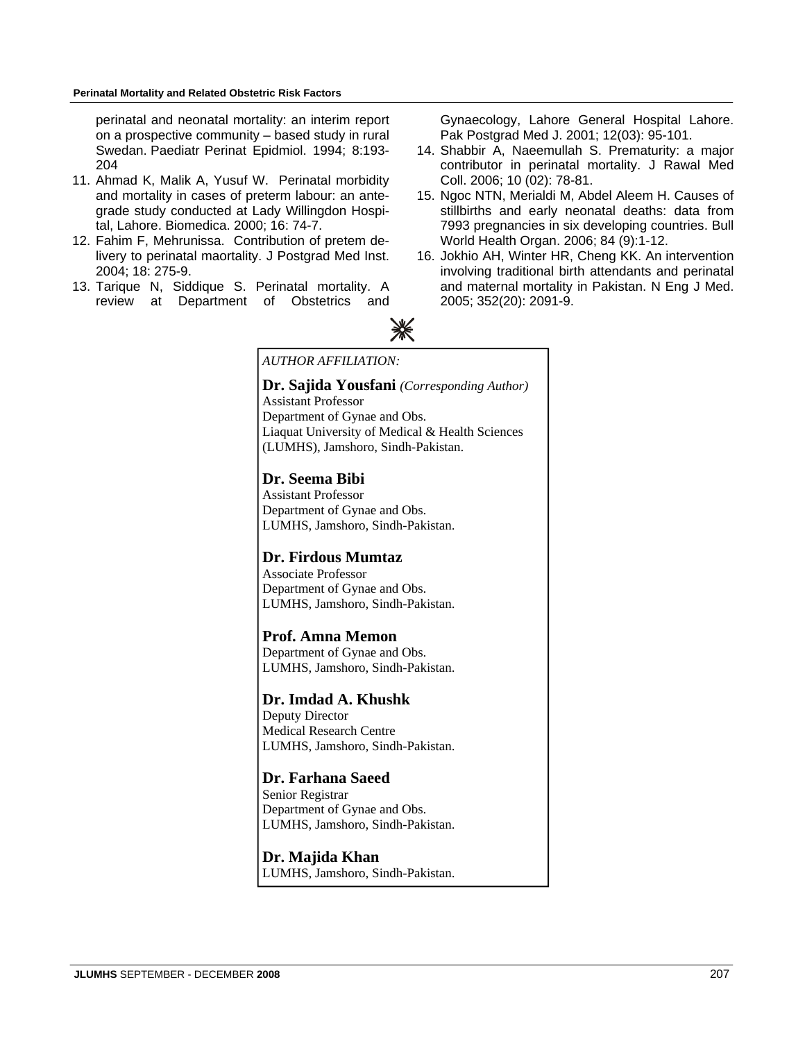perinatal and neonatal mortality: an interim report on a prospective community – based study in rural Swedan. Paediatr Perinat Epidmiol. 1994; 8:193-204

11. Ahmad K, Malik A, Yusuf W. Perinatal morbidity and mortality in cases of preterm labour: an antegrade study conducted at Lady Willingdon Hospital, Lahore. Biomedica. 2000; 16: 74-7.
12. Fahim F, Mehrunissa. Contribution of pretem delivery to perinatal maortality. J Postgrad Med Inst. 2004; 18: 275-9.
13. Tarique N, Siddique S. Perinatal mortality. A review at Department of Obstetrics and Gynaecology, Lahore General Hospital Lahore. Pak Postgrad Med J. 2001; 12(03): 95-101.
14. Shabbir A, Naeemullah S. Prematurity: a major contributor in perinatal mortality. J Rawal Med Coll. 2006; 10 (02): 78-81.
15. Ngoc NTN, Merialdi M, Abdel Aleem H. Causes of stillbirths and early neonatal deaths: data from 7993 pregnancies in six developing countries. Bull World Health Organ. 2006; 84 (9):1-12.
16. Jokhio AH, Winter HR, Cheng KK. An intervention involving traditional birth attendants and perinatal and maternal mortality in Pakistan. N Eng J Med. 2005; 352(20): 2091-9.

*AUTHOR AFFILIATION:*

**Dr. Sajida Yousfani** *(Corresponding Author)*
Assistant Professor
Department of Gynae and Obs.
Liaquat University of Medical & Health Sciences (LUMHS), Jamshoro, Sindh-Pakistan.

**Dr. Seema Bibi**
Assistant Professor
Department of Gynae and Obs.
LUMHS, Jamshoro, Sindh-Pakistan.

**Dr. Firdous Mumtaz**
Associate Professor
Department of Gynae and Obs.
LUMHS, Jamshoro, Sindh-Pakistan.

**Prof. Amna Memon**
Department of Gynae and Obs.
LUMHS, Jamshoro, Sindh-Pakistan.

**Dr. Imdad A. Khushk**
Deputy Director
Medical Research Centre
LUMHS, Jamshoro, Sindh-Pakistan.

**Dr. Farhana Saeed**
Senior Registrar
Department of Gynae and Obs.
LUMHS, Jamshoro, Sindh-Pakistan.

**Dr. Majida Khan**
LUMHS, Jamshoro, Sindh-Pakistan.